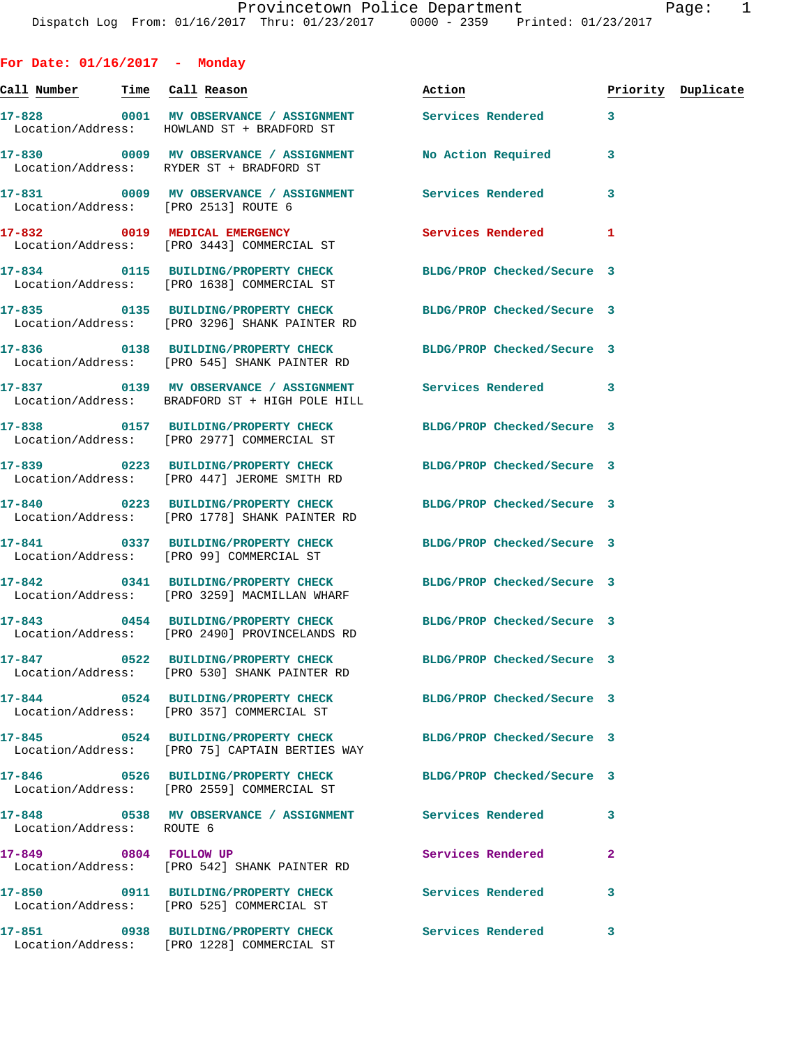Provincetown Police Department
Dispatch Log From: 01/16/2017 Thru: 01/23/2017 0000 - 2359 Printed: 01/23/2017

## For Date: 01/16/2017 - Monday

| Call Number | Time | Call Reason | Action | Priority | Duplicate |
|---|---|---|---|---|---|
| 17-828 | 0001 | MV OBSERVANCE / ASSIGNMENT | Services Rendered | 3 | |
| Location/Address: | | HOWLAND ST + BRADFORD ST | | | |
| 17-830 | 0009 | MV OBSERVANCE / ASSIGNMENT | No Action Required | 3 | |
| Location/Address: | | RYDER ST + BRADFORD ST | | | |
| 17-831 | 0009 | MV OBSERVANCE / ASSIGNMENT | Services Rendered | 3 | |
| Location/Address: | | [PRO 2513] ROUTE 6 | | | |
| 17-832 | 0019 | MEDICAL EMERGENCY | Services Rendered | 1 | |
| Location/Address: | | [PRO 3443] COMMERCIAL ST | | | |
| 17-834 | 0115 | BUILDING/PROPERTY CHECK | BLDG/PROP Checked/Secure | 3 | |
| Location/Address: | | [PRO 1638] COMMERCIAL ST | | | |
| 17-835 | 0135 | BUILDING/PROPERTY CHECK | BLDG/PROP Checked/Secure | 3 | |
| Location/Address: | | [PRO 3296] SHANK PAINTER RD | | | |
| 17-836 | 0138 | BUILDING/PROPERTY CHECK | BLDG/PROP Checked/Secure | 3 | |
| Location/Address: | | [PRO 545] SHANK PAINTER RD | | | |
| 17-837 | 0139 | MV OBSERVANCE / ASSIGNMENT | Services Rendered | 3 | |
| Location/Address: | | BRADFORD ST + HIGH POLE HILL | | | |
| 17-838 | 0157 | BUILDING/PROPERTY CHECK | BLDG/PROP Checked/Secure | 3 | |
| Location/Address: | | [PRO 2977] COMMERCIAL ST | | | |
| 17-839 | 0223 | BUILDING/PROPERTY CHECK | BLDG/PROP Checked/Secure | 3 | |
| Location/Address: | | [PRO 447] JEROME SMITH RD | | | |
| 17-840 | 0223 | BUILDING/PROPERTY CHECK | BLDG/PROP Checked/Secure | 3 | |
| Location/Address: | | [PRO 1778] SHANK PAINTER RD | | | |
| 17-841 | 0337 | BUILDING/PROPERTY CHECK | BLDG/PROP Checked/Secure | 3 | |
| Location/Address: | | [PRO 99] COMMERCIAL ST | | | |
| 17-842 | 0341 | BUILDING/PROPERTY CHECK | BLDG/PROP Checked/Secure | 3 | |
| Location/Address: | | [PRO 3259] MACMILLAN WHARF | | | |
| 17-843 | 0454 | BUILDING/PROPERTY CHECK | BLDG/PROP Checked/Secure | 3 | |
| Location/Address: | | [PRO 2490] PROVINCELANDS RD | | | |
| 17-847 | 0522 | BUILDING/PROPERTY CHECK | BLDG/PROP Checked/Secure | 3 | |
| Location/Address: | | [PRO 530] SHANK PAINTER RD | | | |
| 17-844 | 0524 | BUILDING/PROPERTY CHECK | BLDG/PROP Checked/Secure | 3 | |
| Location/Address: | | [PRO 357] COMMERCIAL ST | | | |
| 17-845 | 0524 | BUILDING/PROPERTY CHECK | BLDG/PROP Checked/Secure | 3 | |
| Location/Address: | | [PRO 75] CAPTAIN BERTIES WAY | | | |
| 17-846 | 0526 | BUILDING/PROPERTY CHECK | BLDG/PROP Checked/Secure | 3 | |
| Location/Address: | | [PRO 2559] COMMERCIAL ST | | | |
| 17-848 | 0538 | MV OBSERVANCE / ASSIGNMENT | Services Rendered | 3 | |
| Location/Address: | | ROUTE 6 | | | |
| 17-849 | 0804 | FOLLOW UP | Services Rendered | 2 | |
| Location/Address: | | [PRO 542] SHANK PAINTER RD | | | |
| 17-850 | 0911 | BUILDING/PROPERTY CHECK | Services Rendered | 3 | |
| Location/Address: | | [PRO 525] COMMERCIAL ST | | | |
| 17-851 | 0938 | BUILDING/PROPERTY CHECK | Services Rendered | 3 | |
| Location/Address: | | [PRO 1228] COMMERCIAL ST | | | |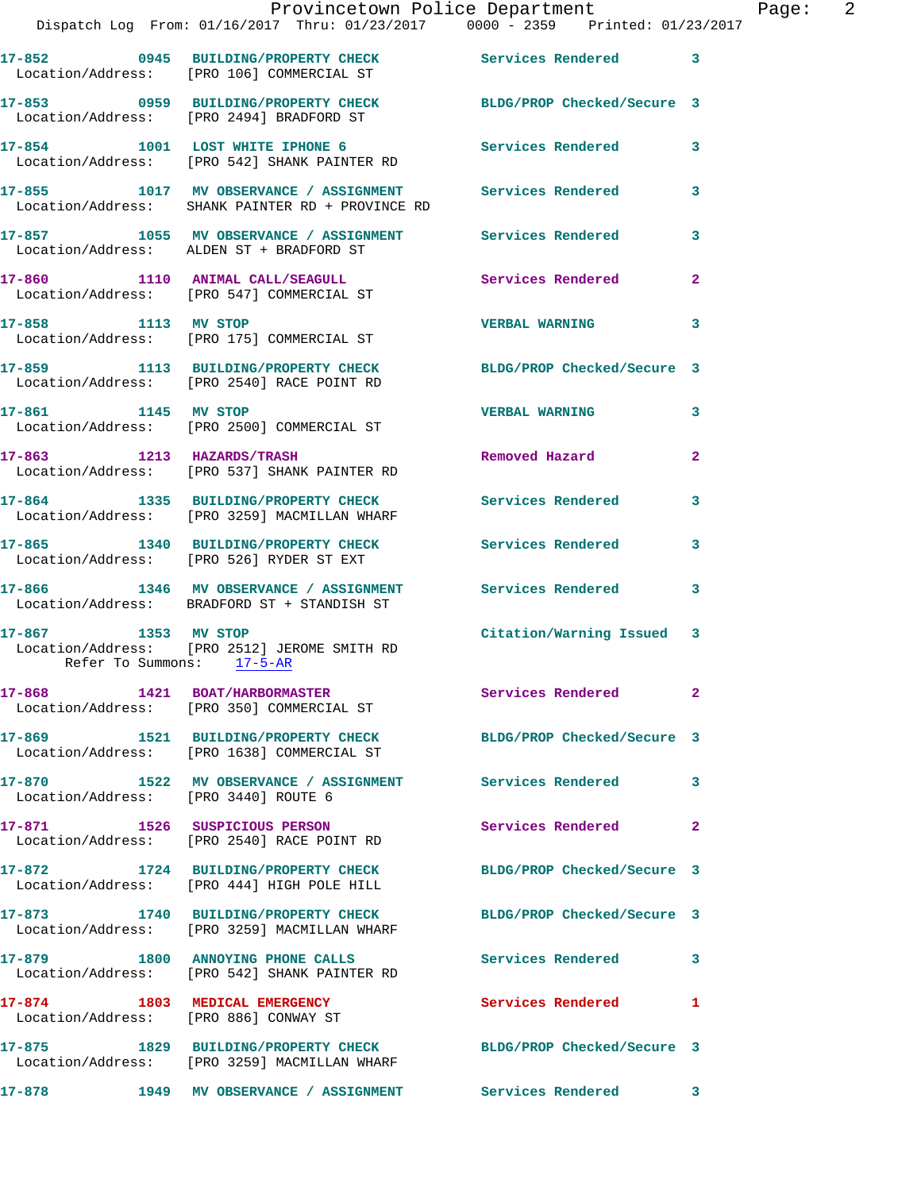17-852 0945 BUILDING/PROPERTY CHECK Services Rendered 3
Location/Address: [PRO 106] COMMERCIAL ST

17-853 0959 BUILDING/PROPERTY CHECK BLDG/PROP Checked/Secure 3
Location/Address: [PRO 2494] BRADFORD ST

17-854 1001 LOST WHITE IPHONE 6 Services Rendered 3
Location/Address: [PRO 542] SHANK PAINTER RD

17-855 1017 MV OBSERVANCE / ASSIGNMENT Services Rendered 3
Location/Address: SHANK PAINTER RD + PROVINCE RD

17-857 1055 MV OBSERVANCE / ASSIGNMENT Services Rendered 3
Location/Address: ALDEN ST + BRADFORD ST

17-860 1110 ANIMAL CALL/SEAGULL Services Rendered 2
Location/Address: [PRO 547] COMMERCIAL ST

17-858 1113 MV STOP VERBAL WARNING 3
Location/Address: [PRO 175] COMMERCIAL ST

17-859 1113 BUILDING/PROPERTY CHECK BLDG/PROP Checked/Secure 3
Location/Address: [PRO 2540] RACE POINT RD

17-861 1145 MV STOP VERBAL WARNING 3
Location/Address: [PRO 2500] COMMERCIAL ST

17-863 1213 HAZARDS/TRASH Removed Hazard 2
Location/Address: [PRO 537] SHANK PAINTER RD

17-864 1335 BUILDING/PROPERTY CHECK Services Rendered 3
Location/Address: [PRO 3259] MACMILLAN WHARF

17-865 1340 BUILDING/PROPERTY CHECK Services Rendered 3
Location/Address: [PRO 526] RYDER ST EXT

17-866 1346 MV OBSERVANCE / ASSIGNMENT Services Rendered 3
Location/Address: BRADFORD ST + STANDISH ST

17-867 1353 MV STOP Citation/Warning Issued 3
Location/Address: [PRO 2512] JEROME SMITH RD
Refer To Summons: 17-5-AR

17-868 1421 BOAT/HARBORMASTER Services Rendered 2
Location/Address: [PRO 350] COMMERCIAL ST

17-869 1521 BUILDING/PROPERTY CHECK BLDG/PROP Checked/Secure 3
Location/Address: [PRO 1638] COMMERCIAL ST

17-870 1522 MV OBSERVANCE / ASSIGNMENT Services Rendered 3
Location/Address: [PRO 3440] ROUTE 6

17-871 1526 SUSPICIOUS PERSON Services Rendered 2
Location/Address: [PRO 2540] RACE POINT RD

17-872 1724 BUILDING/PROPERTY CHECK BLDG/PROP Checked/Secure 3
Location/Address: [PRO 444] HIGH POLE HILL

17-873 1740 BUILDING/PROPERTY CHECK BLDG/PROP Checked/Secure 3
Location/Address: [PRO 3259] MACMILLAN WHARF

17-879 1800 ANNOYING PHONE CALLS Services Rendered 3
Location/Address: [PRO 542] SHANK PAINTER RD

17-874 1803 MEDICAL EMERGENCY Services Rendered 1
Location/Address: [PRO 886] CONWAY ST

17-875 1829 BUILDING/PROPERTY CHECK BLDG/PROP Checked/Secure 3
Location/Address: [PRO 3259] MACMILLAN WHARF

17-878 1949 MV OBSERVANCE / ASSIGNMENT Services Rendered 3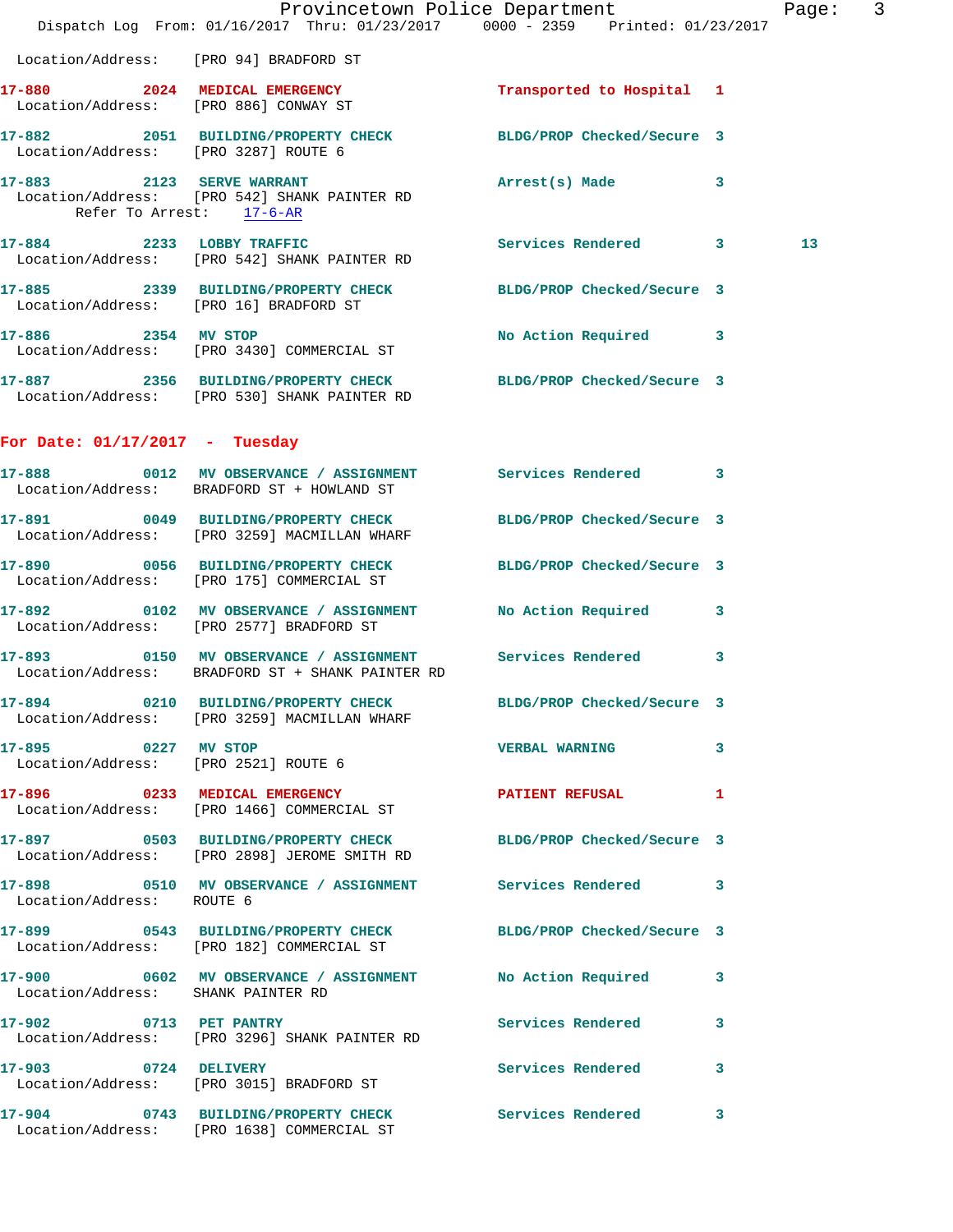Location/Address: [PRO 94] BRADFORD ST

**17-880 2024 MEDICAL EMERGENCY** Transported to Hospital 1
Location/Address: [PRO 886] CONWAY ST

**17-882 2051 BUILDING/PROPERTY CHECK** BLDG/PROP Checked/Secure 3
Location/Address: [PRO 3287] ROUTE 6

**17-883 2123 SERVE WARRANT** Arrest(s) Made 3
Location/Address: [PRO 542] SHANK PAINTER RD
Refer To Arrest: 17-6-AR

**17-884 2233 LOBBY TRAFFIC** Services Rendered 3 13
Location/Address: [PRO 542] SHANK PAINTER RD

**17-885 2339 BUILDING/PROPERTY CHECK** BLDG/PROP Checked/Secure 3
Location/Address: [PRO 16] BRADFORD ST

**17-886 2354 MV STOP** No Action Required 3
Location/Address: [PRO 3430] COMMERCIAL ST

**17-887 2356 BUILDING/PROPERTY CHECK** BLDG/PROP Checked/Secure 3
Location/Address: [PRO 530] SHANK PAINTER RD

## For Date: 01/17/2017 - Tuesday

**17-888 0012 MV OBSERVANCE / ASSIGNMENT** Services Rendered 3
Location/Address: BRADFORD ST + HOWLAND ST

**17-891 0049 BUILDING/PROPERTY CHECK** BLDG/PROP Checked/Secure 3
Location/Address: [PRO 3259] MACMILLAN WHARF

**17-890 0056 BUILDING/PROPERTY CHECK** BLDG/PROP Checked/Secure 3
Location/Address: [PRO 175] COMMERCIAL ST

**17-892 0102 MV OBSERVANCE / ASSIGNMENT** No Action Required 3
Location/Address: [PRO 2577] BRADFORD ST

**17-893 0150 MV OBSERVANCE / ASSIGNMENT** Services Rendered 3
Location/Address: BRADFORD ST + SHANK PAINTER RD

**17-894 0210 BUILDING/PROPERTY CHECK** BLDG/PROP Checked/Secure 3
Location/Address: [PRO 3259] MACMILLAN WHARF

**17-895 0227 MV STOP** VERBAL WARNING 3
Location/Address: [PRO 2521] ROUTE 6

**17-896 0233 MEDICAL EMERGENCY** PATIENT REFUSAL 1
Location/Address: [PRO 1466] COMMERCIAL ST

**17-897 0503 BUILDING/PROPERTY CHECK** BLDG/PROP Checked/Secure 3
Location/Address: [PRO 2898] JEROME SMITH RD

**17-898 0510 MV OBSERVANCE / ASSIGNMENT** Services Rendered 3
Location/Address: ROUTE 6

**17-899 0543 BUILDING/PROPERTY CHECK** BLDG/PROP Checked/Secure 3
Location/Address: [PRO 182] COMMERCIAL ST

**17-900 0602 MV OBSERVANCE / ASSIGNMENT** No Action Required 3
Location/Address: SHANK PAINTER RD

**17-902 0713 PET PANTRY** Services Rendered 3
Location/Address: [PRO 3296] SHANK PAINTER RD

**17-903 0724 DELIVERY** Services Rendered 3
Location/Address: [PRO 3015] BRADFORD ST

**17-904 0743 BUILDING/PROPERTY CHECK** Services Rendered 3
Location/Address: [PRO 1638] COMMERCIAL ST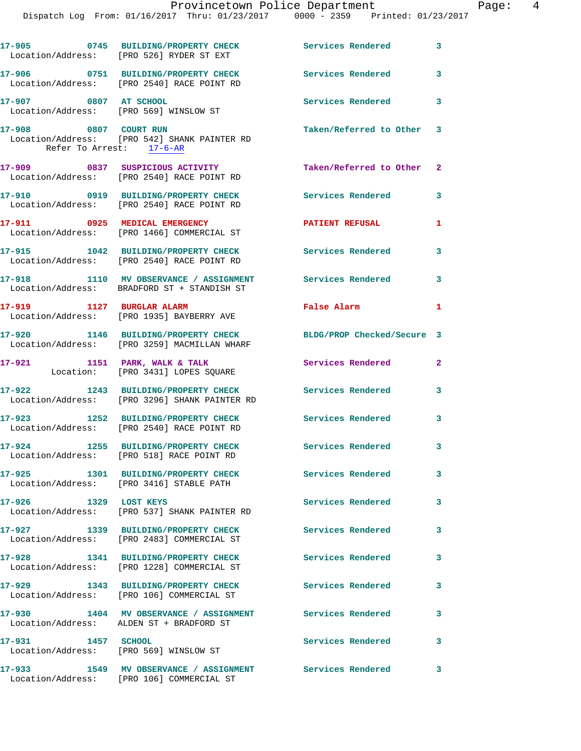17-905 0745 BUILDING/PROPERTY CHECK Services Rendered 3
Location/Address: [PRO 526] RYDER ST EXT

17-906 0751 BUILDING/PROPERTY CHECK Services Rendered 3
Location/Address: [PRO 2540] RACE POINT RD

17-907 0807 AT SCHOOL Services Rendered 3
Location/Address: [PRO 569] WINSLOW ST

17-908 0807 COURT RUN Taken/Referred to Other 3
Location/Address: [PRO 542] SHANK PAINTER RD
Refer To Arrest: 17-6-AR

17-909 0837 SUSPICIOUS ACTIVITY Taken/Referred to Other 2
Location/Address: [PRO 2540] RACE POINT RD

17-910 0919 BUILDING/PROPERTY CHECK Services Rendered 3
Location/Address: [PRO 2540] RACE POINT RD

17-911 0925 MEDICAL EMERGENCY PATIENT REFUSAL 1
Location/Address: [PRO 1466] COMMERCIAL ST

17-915 1042 BUILDING/PROPERTY CHECK Services Rendered 3
Location/Address: [PRO 2540] RACE POINT RD

17-918 1110 MV OBSERVANCE / ASSIGNMENT Services Rendered 3
Location/Address: BRADFORD ST + STANDISH ST

17-919 1127 BURGLAR ALARM False Alarm 1
Location/Address: [PRO 1935] BAYBERRY AVE

17-920 1146 BUILDING/PROPERTY CHECK BLDG/PROP Checked/Secure 3
Location/Address: [PRO 3259] MACMILLAN WHARF

17-921 1151 PARK, WALK & TALK Services Rendered 2
Location: [PRO 3431] LOPES SQUARE

17-922 1243 BUILDING/PROPERTY CHECK Services Rendered 3
Location/Address: [PRO 3296] SHANK PAINTER RD

17-923 1252 BUILDING/PROPERTY CHECK Services Rendered 3
Location/Address: [PRO 2540] RACE POINT RD

17-924 1255 BUILDING/PROPERTY CHECK Services Rendered 3
Location/Address: [PRO 518] RACE POINT RD

17-925 1301 BUILDING/PROPERTY CHECK Services Rendered 3
Location/Address: [PRO 3416] STABLE PATH

17-926 1329 LOST KEYS Services Rendered 3
Location/Address: [PRO 537] SHANK PAINTER RD

17-927 1339 BUILDING/PROPERTY CHECK Services Rendered 3
Location/Address: [PRO 2483] COMMERCIAL ST

17-928 1341 BUILDING/PROPERTY CHECK Services Rendered 3
Location/Address: [PRO 1228] COMMERCIAL ST

17-929 1343 BUILDING/PROPERTY CHECK Services Rendered 3
Location/Address: [PRO 106] COMMERCIAL ST

17-930 1404 MV OBSERVANCE / ASSIGNMENT Services Rendered 3
Location/Address: ALDEN ST + BRADFORD ST

17-931 1457 SCHOOL Services Rendered 3
Location/Address: [PRO 569] WINSLOW ST

17-933 1549 MV OBSERVANCE / ASSIGNMENT Services Rendered 3
Location/Address: [PRO 106] COMMERCIAL ST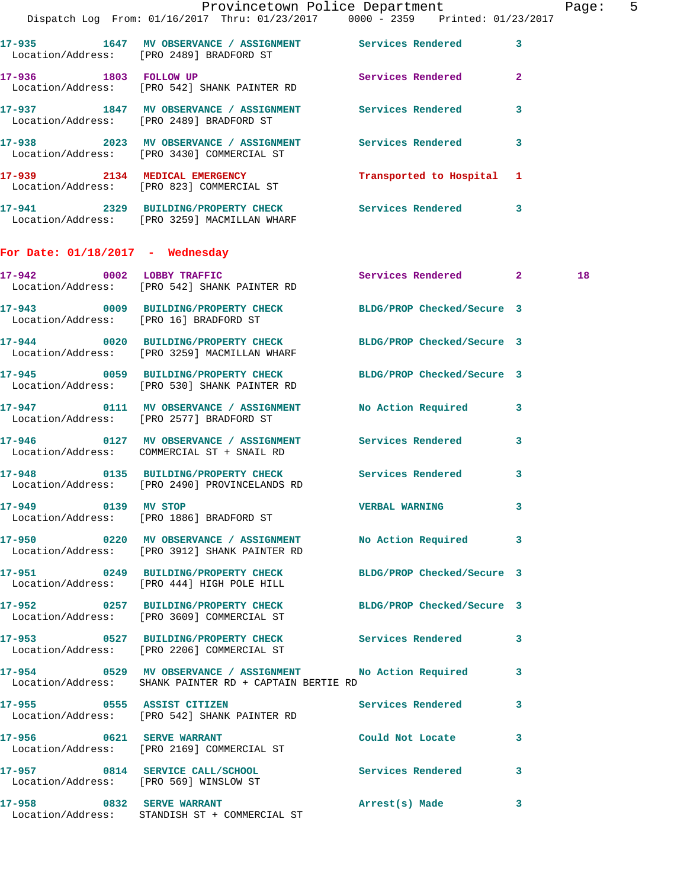17-935 1647 MV OBSERVANCE / ASSIGNMENT Services Rendered 3
Location/Address: [PRO 2489] BRADFORD ST

17-936 1803 FOLLOW UP Services Rendered 2
Location/Address: [PRO 542] SHANK PAINTER RD

17-937 1847 MV OBSERVANCE / ASSIGNMENT Services Rendered 3
Location/Address: [PRO 2489] BRADFORD ST

17-938 2023 MV OBSERVANCE / ASSIGNMENT Services Rendered 3
Location/Address: [PRO 3430] COMMERCIAL ST

17-939 2134 MEDICAL EMERGENCY Transported to Hospital 1
Location/Address: [PRO 823] COMMERCIAL ST

17-941 2329 BUILDING/PROPERTY CHECK Services Rendered 3
Location/Address: [PRO 3259] MACMILLAN WHARF

## For Date: 01/18/2017 - Wednesday

17-942 0002 LOBBY TRAFFIC Services Rendered 2 18
Location/Address: [PRO 542] SHANK PAINTER RD

17-943 0009 BUILDING/PROPERTY CHECK BLDG/PROP Checked/Secure 3
Location/Address: [PRO 16] BRADFORD ST

17-944 0020 BUILDING/PROPERTY CHECK BLDG/PROP Checked/Secure 3
Location/Address: [PRO 3259] MACMILLAN WHARF

17-945 0059 BUILDING/PROPERTY CHECK BLDG/PROP Checked/Secure 3
Location/Address: [PRO 530] SHANK PAINTER RD

17-947 0111 MV OBSERVANCE / ASSIGNMENT No Action Required 3
Location/Address: [PRO 2577] BRADFORD ST

17-946 0127 MV OBSERVANCE / ASSIGNMENT Services Rendered 3
Location/Address: COMMERCIAL ST + SNAIL RD

17-948 0135 BUILDING/PROPERTY CHECK Services Rendered 3
Location/Address: [PRO 2490] PROVINCELANDS RD

17-949 0139 MV STOP VERBAL WARNING 3
Location/Address: [PRO 1886] BRADFORD ST

17-950 0220 MV OBSERVANCE / ASSIGNMENT No Action Required 3
Location/Address: [PRO 3912] SHANK PAINTER RD

17-951 0249 BUILDING/PROPERTY CHECK BLDG/PROP Checked/Secure 3
Location/Address: [PRO 444] HIGH POLE HILL

17-952 0257 BUILDING/PROPERTY CHECK BLDG/PROP Checked/Secure 3
Location/Address: [PRO 3609] COMMERCIAL ST

17-953 0527 BUILDING/PROPERTY CHECK Services Rendered 3
Location/Address: [PRO 2206] COMMERCIAL ST

17-954 0529 MV OBSERVANCE / ASSIGNMENT No Action Required 3
Location/Address: SHANK PAINTER RD + CAPTAIN BERTIE RD

17-955 0555 ASSIST CITIZEN Services Rendered 3
Location/Address: [PRO 542] SHANK PAINTER RD

17-956 0621 SERVE WARRANT Could Not Locate 3
Location/Address: [PRO 2169] COMMERCIAL ST

17-957 0814 SERVICE CALL/SCHOOL Services Rendered 3
Location/Address: [PRO 569] WINSLOW ST

17-958 0832 SERVE WARRANT Arrest(s) Made 3
Location/Address: STANDISH ST + COMMERCIAL ST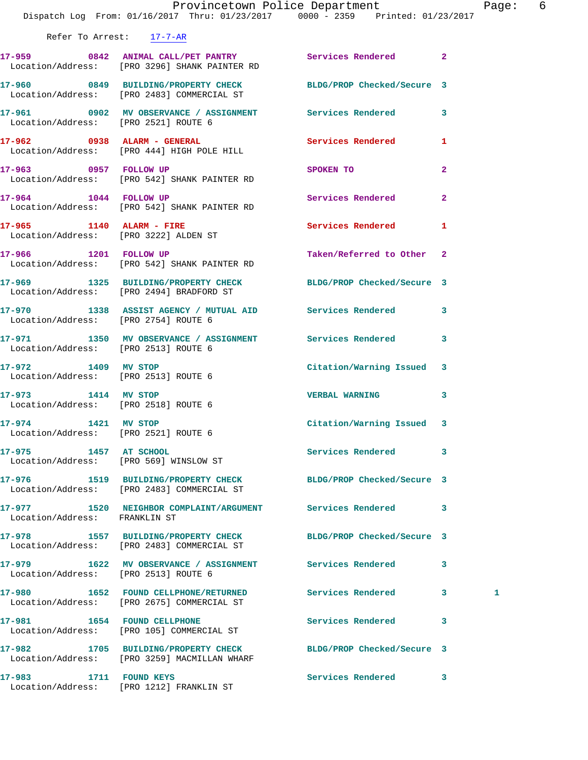Refer To Arrest: 17-7-AR

| Call # | Time | Call Type | Disposition | Priority | |
|---|---|---|---|---|---|
| 17-959 | 0842 | ANIMAL CALL/PET PANTRY | Services Rendered | 2 | |
| Location/Address: | | [PRO 3296] SHANK PAINTER RD | | | |
| 17-960 | 0849 | BUILDING/PROPERTY CHECK | BLDG/PROP Checked/Secure | 3 | |
| Location/Address: | | [PRO 2483] COMMERCIAL ST | | | |
| 17-961 | 0902 | MV OBSERVANCE / ASSIGNMENT | Services Rendered | 3 | |
| Location/Address: | | [PRO 2521] ROUTE 6 | | | |
| 17-962 | 0938 | ALARM - GENERAL | Services Rendered | 1 | |
| Location/Address: | | [PRO 444] HIGH POLE HILL | | | |
| 17-963 | 0957 | FOLLOW UP | SPOKEN TO | 2 | |
| Location/Address: | | [PRO 542] SHANK PAINTER RD | | | |
| 17-964 | 1044 | FOLLOW UP | Services Rendered | 2 | |
| Location/Address: | | [PRO 542] SHANK PAINTER RD | | | |
| 17-965 | 1140 | ALARM - FIRE | Services Rendered | 1 | |
| Location/Address: | | [PRO 3222] ALDEN ST | | | |
| 17-966 | 1201 | FOLLOW UP | Taken/Referred to Other | 2 | |
| Location/Address: | | [PRO 542] SHANK PAINTER RD | | | |
| 17-969 | 1325 | BUILDING/PROPERTY CHECK | BLDG/PROP Checked/Secure | 3 | |
| Location/Address: | | [PRO 2494] BRADFORD ST | | | |
| 17-970 | 1338 | ASSIST AGENCY / MUTUAL AID | Services Rendered | 3 | |
| Location/Address: | | [PRO 2754] ROUTE 6 | | | |
| 17-971 | 1350 | MV OBSERVANCE / ASSIGNMENT | Services Rendered | 3 | |
| Location/Address: | | [PRO 2513] ROUTE 6 | | | |
| 17-972 | 1409 | MV STOP | Citation/Warning Issued | 3 | |
| Location/Address: | | [PRO 2513] ROUTE 6 | | | |
| 17-973 | 1414 | MV STOP | VERBAL WARNING | 3 | |
| Location/Address: | | [PRO 2518] ROUTE 6 | | | |
| 17-974 | 1421 | MV STOP | Citation/Warning Issued | 3 | |
| Location/Address: | | [PRO 2521] ROUTE 6 | | | |
| 17-975 | 1457 | AT SCHOOL | Services Rendered | 3 | |
| Location/Address: | | [PRO 569] WINSLOW ST | | | |
| 17-976 | 1519 | BUILDING/PROPERTY CHECK | BLDG/PROP Checked/Secure | 3 | |
| Location/Address: | | [PRO 2483] COMMERCIAL ST | | | |
| 17-977 | 1520 | NEIGHBOR COMPLAINT/ARGUMENT | Services Rendered | 3 | |
| Location/Address: | | FRANKLIN ST | | | |
| 17-978 | 1557 | BUILDING/PROPERTY CHECK | BLDG/PROP Checked/Secure | 3 | |
| Location/Address: | | [PRO 2483] COMMERCIAL ST | | | |
| 17-979 | 1622 | MV OBSERVANCE / ASSIGNMENT | Services Rendered | 3 | |
| Location/Address: | | [PRO 2513] ROUTE 6 | | | |
| 17-980 | 1652 | FOUND CELLPHONE/RETURNED | Services Rendered | 3 | 1 |
| Location/Address: | | [PRO 2675] COMMERCIAL ST | | | |
| 17-981 | 1654 | FOUND CELLPHONE | Services Rendered | 3 | |
| Location/Address: | | [PRO 105] COMMERCIAL ST | | | |
| 17-982 | 1705 | BUILDING/PROPERTY CHECK | BLDG/PROP Checked/Secure | 3 | |
| Location/Address: | | [PRO 3259] MACMILLAN WHARF | | | |
| 17-983 | 1711 | FOUND KEYS | Services Rendered | 3 | |
| Location/Address: | | [PRO 1212] FRANKLIN ST | | | |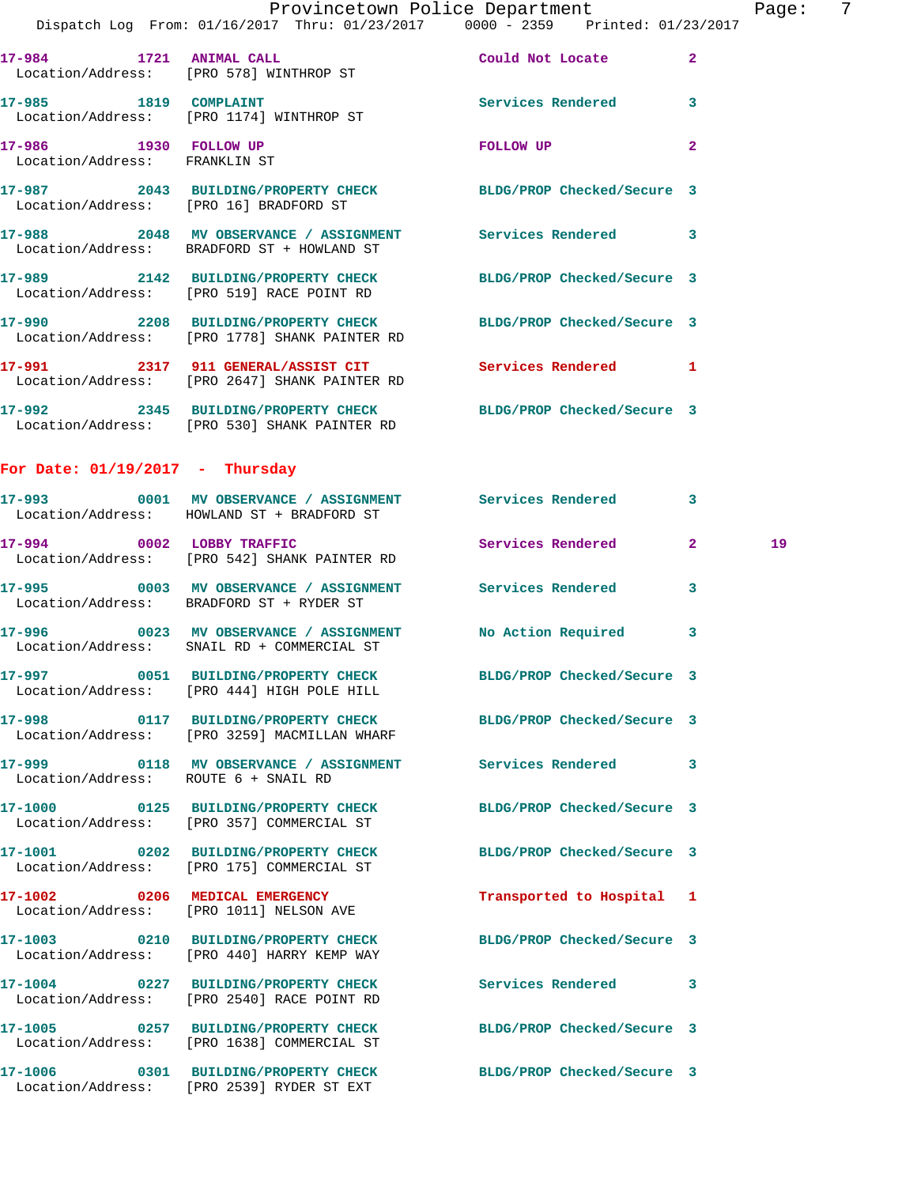17-984 1721 ANIMAL CALL Could Not Locate 2
Location/Address: [PRO 578] WINTHROP ST

17-985 1819 COMPLAINT Services Rendered 3
Location/Address: [PRO 1174] WINTHROP ST

17-986 1930 FOLLOW UP FOLLOW UP 2
Location/Address: FRANKLIN ST

17-987 2043 BUILDING/PROPERTY CHECK BLDG/PROP Checked/Secure 3
Location/Address: [PRO 16] BRADFORD ST

17-988 2048 MV OBSERVANCE / ASSIGNMENT Services Rendered 3
Location/Address: BRADFORD ST + HOWLAND ST

17-989 2142 BUILDING/PROPERTY CHECK BLDG/PROP Checked/Secure 3
Location/Address: [PRO 519] RACE POINT RD

17-990 2208 BUILDING/PROPERTY CHECK BLDG/PROP Checked/Secure 3
Location/Address: [PRO 1778] SHANK PAINTER RD

17-991 2317 911 GENERAL/ASSIST CIT Services Rendered 1
Location/Address: [PRO 2647] SHANK PAINTER RD

17-992 2345 BUILDING/PROPERTY CHECK BLDG/PROP Checked/Secure 3
Location/Address: [PRO 530] SHANK PAINTER RD

## For Date: 01/19/2017 - Thursday

17-993 0001 MV OBSERVANCE / ASSIGNMENT Services Rendered 3
Location/Address: HOWLAND ST + BRADFORD ST

17-994 0002 LOBBY TRAFFIC Services Rendered 2 19
Location/Address: [PRO 542] SHANK PAINTER RD

17-995 0003 MV OBSERVANCE / ASSIGNMENT Services Rendered 3
Location/Address: BRADFORD ST + RYDER ST

17-996 0023 MV OBSERVANCE / ASSIGNMENT No Action Required 3
Location/Address: SNAIL RD + COMMERCIAL ST

17-997 0051 BUILDING/PROPERTY CHECK BLDG/PROP Checked/Secure 3
Location/Address: [PRO 444] HIGH POLE HILL

17-998 0117 BUILDING/PROPERTY CHECK BLDG/PROP Checked/Secure 3
Location/Address: [PRO 3259] MACMILLAN WHARF

17-999 0118 MV OBSERVANCE / ASSIGNMENT Services Rendered 3
Location/Address: ROUTE 6 + SNAIL RD

17-1000 0125 BUILDING/PROPERTY CHECK BLDG/PROP Checked/Secure 3
Location/Address: [PRO 357] COMMERCIAL ST

17-1001 0202 BUILDING/PROPERTY CHECK BLDG/PROP Checked/Secure 3
Location/Address: [PRO 175] COMMERCIAL ST

17-1002 0206 MEDICAL EMERGENCY Transported to Hospital 1
Location/Address: [PRO 1011] NELSON AVE

17-1003 0210 BUILDING/PROPERTY CHECK BLDG/PROP Checked/Secure 3
Location/Address: [PRO 440] HARRY KEMP WAY

17-1004 0227 BUILDING/PROPERTY CHECK Services Rendered 3
Location/Address: [PRO 2540] RACE POINT RD

17-1005 0257 BUILDING/PROPERTY CHECK BLDG/PROP Checked/Secure 3
Location/Address: [PRO 1638] COMMERCIAL ST

17-1006 0301 BUILDING/PROPERTY CHECK BLDG/PROP Checked/Secure 3
Location/Address: [PRO 2539] RYDER ST EXT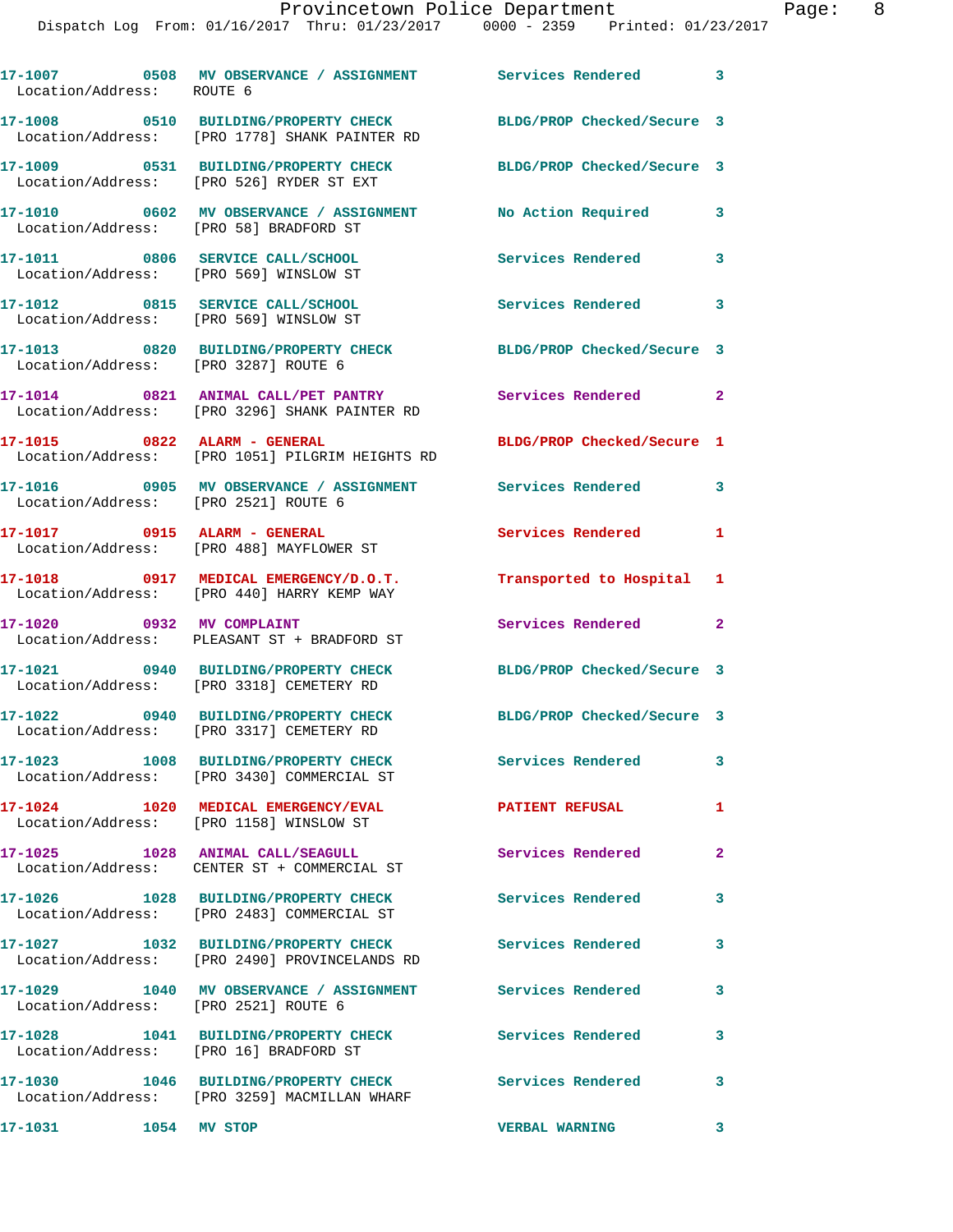| Call # | Time | Call Reason | Action | Priority |
|---|---|---|---|---|
| 17-1007 | 0508 | MV OBSERVANCE / ASSIGNMENT | Services Rendered | 3 |
| Location/Address: ROUTE 6 | | | | |
| 17-1008 | 0510 | BUILDING/PROPERTY CHECK | BLDG/PROP Checked/Secure | 3 |
| Location/Address: [PRO 1778] SHANK PAINTER RD | | | | |
| 17-1009 | 0531 | BUILDING/PROPERTY CHECK | BLDG/PROP Checked/Secure | 3 |
| Location/Address: [PRO 526] RYDER ST EXT | | | | |
| 17-1010 | 0602 | MV OBSERVANCE / ASSIGNMENT | No Action Required | 3 |
| Location/Address: [PRO 58] BRADFORD ST | | | | |
| 17-1011 | 0806 | SERVICE CALL/SCHOOL | Services Rendered | 3 |
| Location/Address: [PRO 569] WINSLOW ST | | | | |
| 17-1012 | 0815 | SERVICE CALL/SCHOOL | Services Rendered | 3 |
| Location/Address: [PRO 569] WINSLOW ST | | | | |
| 17-1013 | 0820 | BUILDING/PROPERTY CHECK | BLDG/PROP Checked/Secure | 3 |
| Location/Address: [PRO 3287] ROUTE 6 | | | | |
| 17-1014 | 0821 | ANIMAL CALL/PET PANTRY | Services Rendered | 2 |
| Location/Address: [PRO 3296] SHANK PAINTER RD | | | | |
| 17-1015 | 0822 | ALARM - GENERAL | BLDG/PROP Checked/Secure | 1 |
| Location/Address: [PRO 1051] PILGRIM HEIGHTS RD | | | | |
| 17-1016 | 0905 | MV OBSERVANCE / ASSIGNMENT | Services Rendered | 3 |
| Location/Address: [PRO 2521] ROUTE 6 | | | | |
| 17-1017 | 0915 | ALARM - GENERAL | Services Rendered | 1 |
| Location/Address: [PRO 488] MAYFLOWER ST | | | | |
| 17-1018 | 0917 | MEDICAL EMERGENCY/D.O.T. | Transported to Hospital | 1 |
| Location/Address: [PRO 440] HARRY KEMP WAY | | | | |
| 17-1020 | 0932 | MV COMPLAINT | Services Rendered | 2 |
| Location/Address: PLEASANT ST + BRADFORD ST | | | | |
| 17-1021 | 0940 | BUILDING/PROPERTY CHECK | BLDG/PROP Checked/Secure | 3 |
| Location/Address: [PRO 3318] CEMETERY RD | | | | |
| 17-1022 | 0940 | BUILDING/PROPERTY CHECK | BLDG/PROP Checked/Secure | 3 |
| Location/Address: [PRO 3317] CEMETERY RD | | | | |
| 17-1023 | 1008 | BUILDING/PROPERTY CHECK | Services Rendered | 3 |
| Location/Address: [PRO 3430] COMMERCIAL ST | | | | |
| 17-1024 | 1020 | MEDICAL EMERGENCY/EVAL | PATIENT REFUSAL | 1 |
| Location/Address: [PRO 1158] WINSLOW ST | | | | |
| 17-1025 | 1028 | ANIMAL CALL/SEAGULL | Services Rendered | 2 |
| Location/Address: CENTER ST + COMMERCIAL ST | | | | |
| 17-1026 | 1028 | BUILDING/PROPERTY CHECK | Services Rendered | 3 |
| Location/Address: [PRO 2483] COMMERCIAL ST | | | | |
| 17-1027 | 1032 | BUILDING/PROPERTY CHECK | Services Rendered | 3 |
| Location/Address: [PRO 2490] PROVINCELANDS RD | | | | |
| 17-1029 | 1040 | MV OBSERVANCE / ASSIGNMENT | Services Rendered | 3 |
| Location/Address: [PRO 2521] ROUTE 6 | | | | |
| 17-1028 | 1041 | BUILDING/PROPERTY CHECK | Services Rendered | 3 |
| Location/Address: [PRO 16] BRADFORD ST | | | | |
| 17-1030 | 1046 | BUILDING/PROPERTY CHECK | Services Rendered | 3 |
| Location/Address: [PRO 3259] MACMILLAN WHARF | | | | |
| 17-1031 | 1054 | MV STOP | VERBAL WARNING | 3 |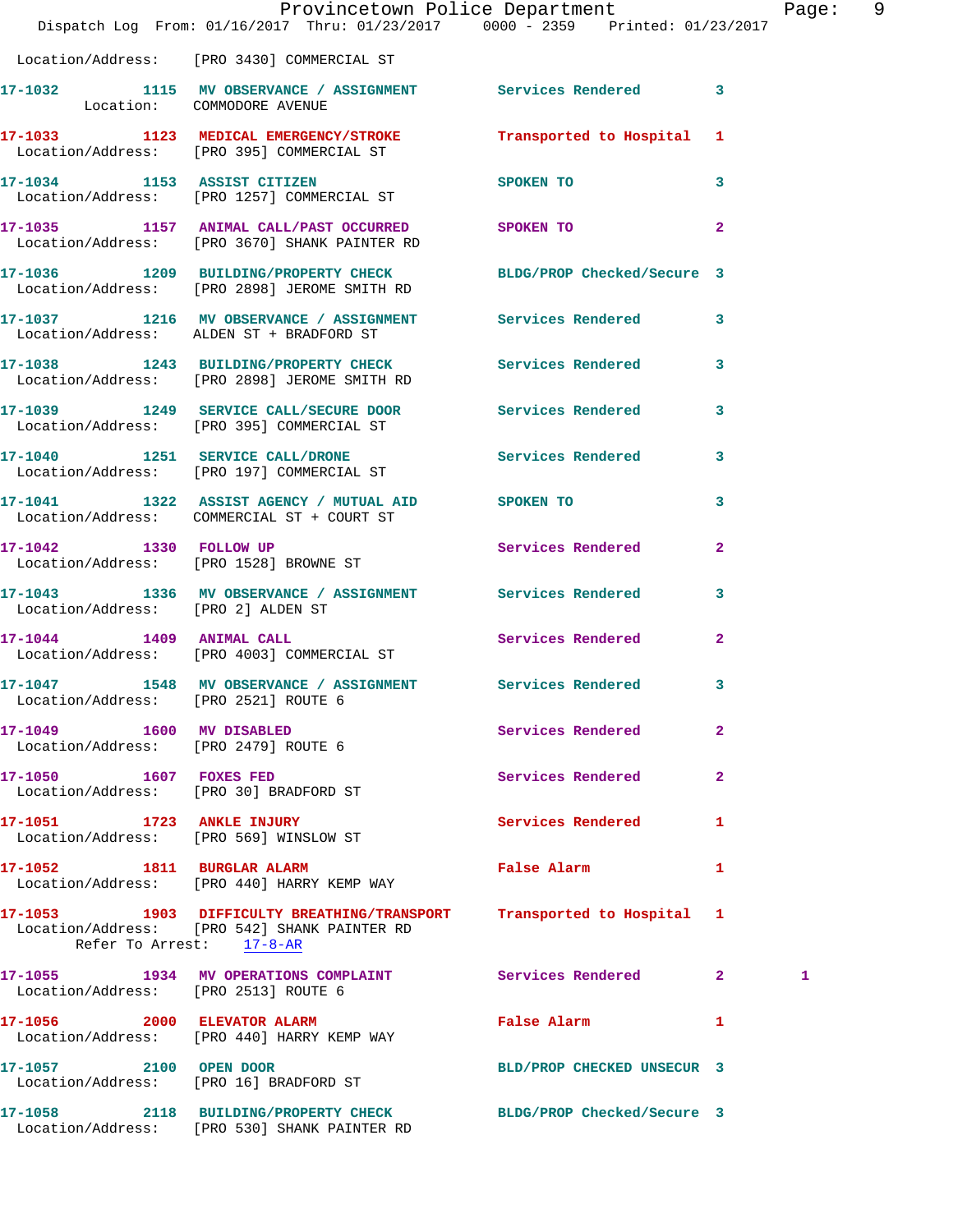Location/Address: [PRO 3430] COMMERCIAL ST

17-1032 1115 MV OBSERVANCE / ASSIGNMENT Services Rendered 3
Location: COMMODORE AVENUE

17-1033 1123 MEDICAL EMERGENCY/STROKE Transported to Hospital 1
Location/Address: [PRO 395] COMMERCIAL ST

17-1034 1153 ASSIST CITIZEN SPOKEN TO 3
Location/Address: [PRO 1257] COMMERCIAL ST

17-1035 1157 ANIMAL CALL/PAST OCCURRED SPOKEN TO 2
Location/Address: [PRO 3670] SHANK PAINTER RD

17-1036 1209 BUILDING/PROPERTY CHECK BLDG/PROP Checked/Secure 3
Location/Address: [PRO 2898] JEROME SMITH RD

17-1037 1216 MV OBSERVANCE / ASSIGNMENT Services Rendered 3
Location/Address: ALDEN ST + BRADFORD ST

17-1038 1243 BUILDING/PROPERTY CHECK Services Rendered 3
Location/Address: [PRO 2898] JEROME SMITH RD

17-1039 1249 SERVICE CALL/SECURE DOOR Services Rendered 3
Location/Address: [PRO 395] COMMERCIAL ST

17-1040 1251 SERVICE CALL/DRONE Services Rendered 3
Location/Address: [PRO 197] COMMERCIAL ST

17-1041 1322 ASSIST AGENCY / MUTUAL AID SPOKEN TO 3
Location/Address: COMMERCIAL ST + COURT ST

17-1042 1330 FOLLOW UP Services Rendered 2
Location/Address: [PRO 1528] BROWNE ST

17-1043 1336 MV OBSERVANCE / ASSIGNMENT Services Rendered 3
Location/Address: [PRO 2] ALDEN ST

17-1044 1409 ANIMAL CALL Services Rendered 2
Location/Address: [PRO 4003] COMMERCIAL ST

17-1047 1548 MV OBSERVANCE / ASSIGNMENT Services Rendered 3
Location/Address: [PRO 2521] ROUTE 6

17-1049 1600 MV DISABLED Services Rendered 2
Location/Address: [PRO 2479] ROUTE 6

17-1050 1607 FOXES FED Services Rendered 2
Location/Address: [PRO 30] BRADFORD ST

17-1051 1723 ANKLE INJURY Services Rendered 1
Location/Address: [PRO 569] WINSLOW ST

17-1052 1811 BURGLAR ALARM False Alarm 1
Location/Address: [PRO 440] HARRY KEMP WAY

17-1053 1903 DIFFICULTY BREATHING/TRANSPORT Transported to Hospital 1
Location/Address: [PRO 542] SHANK PAINTER RD
Refer To Arrest: 17-8-AR

17-1055 1934 MV OPERATIONS COMPLAINT Services Rendered 2 1
Location/Address: [PRO 2513] ROUTE 6

17-1056 2000 ELEVATOR ALARM False Alarm 1
Location/Address: [PRO 440] HARRY KEMP WAY

17-1057 2100 OPEN DOOR BLD/PROP CHECKED UNSECUR 3
Location/Address: [PRO 16] BRADFORD ST

17-1058 2118 BUILDING/PROPERTY CHECK BLDG/PROP Checked/Secure 3
Location/Address: [PRO 530] SHANK PAINTER RD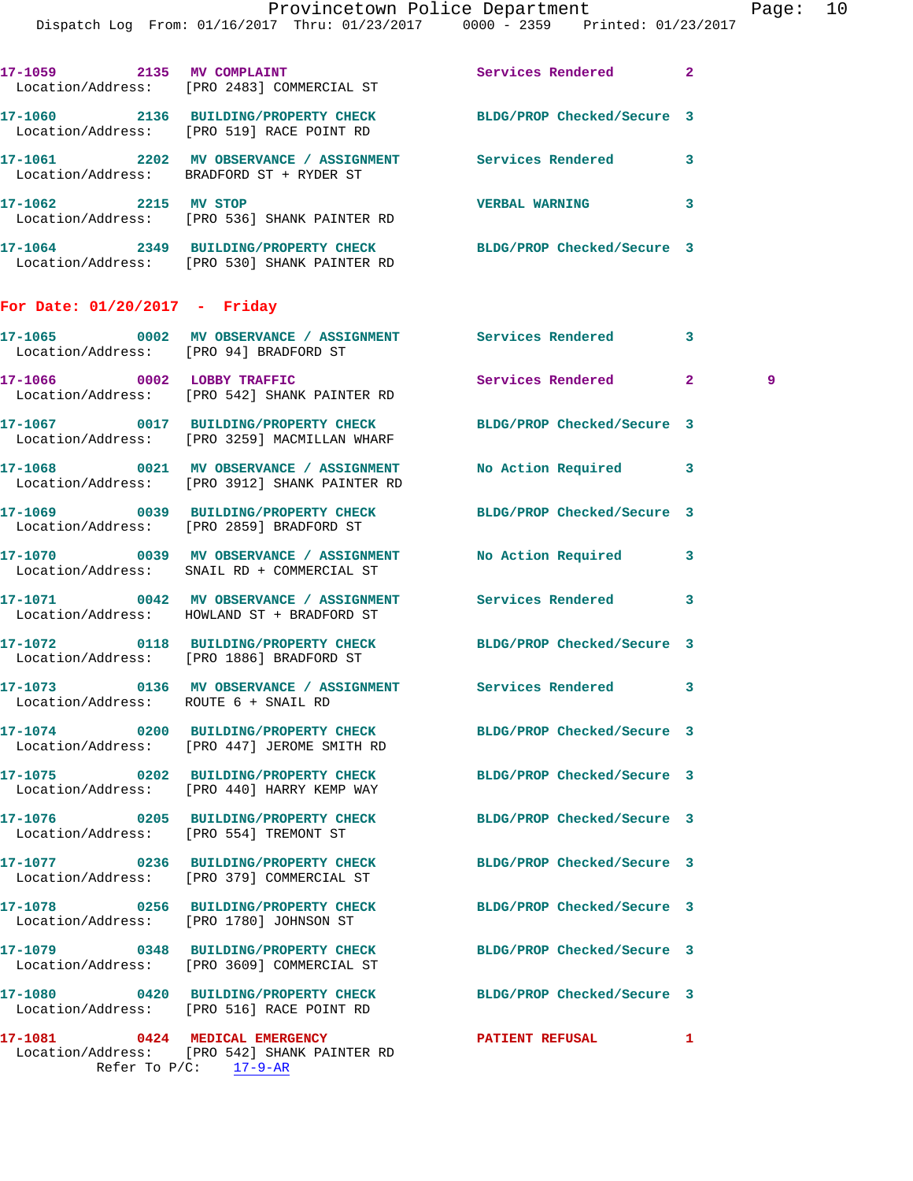17-1059 2135 MV COMPLAINT Services Rendered 2
Location/Address: [PRO 2483] COMMERCIAL ST

17-1060 2136 BUILDING/PROPERTY CHECK BLDG/PROP Checked/Secure 3
Location/Address: [PRO 519] RACE POINT RD

17-1061 2202 MV OBSERVANCE / ASSIGNMENT Services Rendered 3
Location/Address: BRADFORD ST + RYDER ST

17-1062 2215 MV STOP VERBAL WARNING 3
Location/Address: [PRO 536] SHANK PAINTER RD

17-1064 2349 BUILDING/PROPERTY CHECK BLDG/PROP Checked/Secure 3
Location/Address: [PRO 530] SHANK PAINTER RD

**For Date: 01/20/2017 - Friday**

17-1065 0002 MV OBSERVANCE / ASSIGNMENT Services Rendered 3
Location/Address: [PRO 94] BRADFORD ST

17-1066 0002 LOBBY TRAFFIC Services Rendered 2 9
Location/Address: [PRO 542] SHANK PAINTER RD

17-1067 0017 BUILDING/PROPERTY CHECK BLDG/PROP Checked/Secure 3
Location/Address: [PRO 3259] MACMILLAN WHARF

17-1068 0021 MV OBSERVANCE / ASSIGNMENT No Action Required 3
Location/Address: [PRO 3912] SHANK PAINTER RD

17-1069 0039 BUILDING/PROPERTY CHECK BLDG/PROP Checked/Secure 3
Location/Address: [PRO 2859] BRADFORD ST

17-1070 0039 MV OBSERVANCE / ASSIGNMENT No Action Required 3
Location/Address: SNAIL RD + COMMERCIAL ST

17-1071 0042 MV OBSERVANCE / ASSIGNMENT Services Rendered 3
Location/Address: HOWLAND ST + BRADFORD ST

17-1072 0118 BUILDING/PROPERTY CHECK BLDG/PROP Checked/Secure 3
Location/Address: [PRO 1886] BRADFORD ST

17-1073 0136 MV OBSERVANCE / ASSIGNMENT Services Rendered 3
Location/Address: ROUTE 6 + SNAIL RD

17-1074 0200 BUILDING/PROPERTY CHECK BLDG/PROP Checked/Secure 3
Location/Address: [PRO 447] JEROME SMITH RD

17-1075 0202 BUILDING/PROPERTY CHECK BLDG/PROP Checked/Secure 3
Location/Address: [PRO 440] HARRY KEMP WAY

17-1076 0205 BUILDING/PROPERTY CHECK BLDG/PROP Checked/Secure 3
Location/Address: [PRO 554] TREMONT ST

17-1077 0236 BUILDING/PROPERTY CHECK BLDG/PROP Checked/Secure 3
Location/Address: [PRO 379] COMMERCIAL ST

17-1078 0256 BUILDING/PROPERTY CHECK BLDG/PROP Checked/Secure 3
Location/Address: [PRO 1780] JOHNSON ST

17-1079 0348 BUILDING/PROPERTY CHECK BLDG/PROP Checked/Secure 3
Location/Address: [PRO 3609] COMMERCIAL ST

17-1080 0420 BUILDING/PROPERTY CHECK BLDG/PROP Checked/Secure 3
Location/Address: [PRO 516] RACE POINT RD

17-1081 0424 MEDICAL EMERGENCY PATIENT REFUSAL 1
Location/Address: [PRO 542] SHANK PAINTER RD
Refer To P/C: 17-9-AR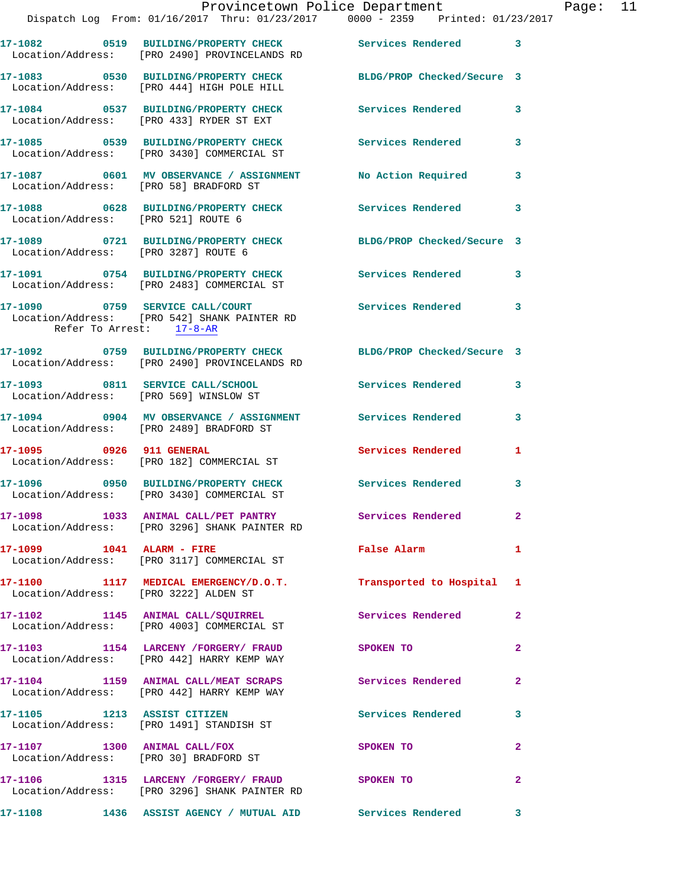17-1082 0519 BUILDING/PROPERTY CHECK Services Rendered 3
Location/Address: [PRO 2490] PROVINCELANDS RD

17-1083 0530 BUILDING/PROPERTY CHECK BLDG/PROP Checked/Secure 3
Location/Address: [PRO 444] HIGH POLE HILL

17-1084 0537 BUILDING/PROPERTY CHECK Services Rendered 3
Location/Address: [PRO 433] RYDER ST EXT

17-1085 0539 BUILDING/PROPERTY CHECK Services Rendered 3
Location/Address: [PRO 3430] COMMERCIAL ST

17-1087 0601 MV OBSERVANCE / ASSIGNMENT No Action Required 3
Location/Address: [PRO 58] BRADFORD ST

17-1088 0628 BUILDING/PROPERTY CHECK Services Rendered 3
Location/Address: [PRO 521] ROUTE 6

17-1089 0721 BUILDING/PROPERTY CHECK BLDG/PROP Checked/Secure 3
Location/Address: [PRO 3287] ROUTE 6

17-1091 0754 BUILDING/PROPERTY CHECK Services Rendered 3
Location/Address: [PRO 2483] COMMERCIAL ST

17-1090 0759 SERVICE CALL/COURT Services Rendered 3
Location/Address: [PRO 542] SHANK PAINTER RD
Refer To Arrest: 17-8-AR

17-1092 0759 BUILDING/PROPERTY CHECK BLDG/PROP Checked/Secure 3
Location/Address: [PRO 2490] PROVINCELANDS RD

17-1093 0811 SERVICE CALL/SCHOOL Services Rendered 3
Location/Address: [PRO 569] WINSLOW ST

17-1094 0904 MV OBSERVANCE / ASSIGNMENT Services Rendered 3
Location/Address: [PRO 2489] BRADFORD ST

17-1095 0926 911 GENERAL Services Rendered 1
Location/Address: [PRO 182] COMMERCIAL ST

17-1096 0950 BUILDING/PROPERTY CHECK Services Rendered 3
Location/Address: [PRO 3430] COMMERCIAL ST

17-1098 1033 ANIMAL CALL/PET PANTRY Services Rendered 2
Location/Address: [PRO 3296] SHANK PAINTER RD

17-1099 1041 ALARM - FIRE False Alarm 1
Location/Address: [PRO 3117] COMMERCIAL ST

17-1100 1117 MEDICAL EMERGENCY/D.O.T. Transported to Hospital 1
Location/Address: [PRO 3222] ALDEN ST

17-1102 1145 ANIMAL CALL/SQUIRREL Services Rendered 2
Location/Address: [PRO 4003] COMMERCIAL ST

17-1103 1154 LARCENY /FORGERY/ FRAUD SPOKEN TO 2
Location/Address: [PRO 442] HARRY KEMP WAY

17-1104 1159 ANIMAL CALL/MEAT SCRAPS Services Rendered 2
Location/Address: [PRO 442] HARRY KEMP WAY

17-1105 1213 ASSIST CITIZEN Services Rendered 3
Location/Address: [PRO 1491] STANDISH ST

17-1107 1300 ANIMAL CALL/FOX SPOKEN TO 2
Location/Address: [PRO 30] BRADFORD ST

17-1106 1315 LARCENY /FORGERY/ FRAUD SPOKEN TO 2
Location/Address: [PRO 3296] SHANK PAINTER RD

17-1108 1436 ASSIST AGENCY / MUTUAL AID Services Rendered 3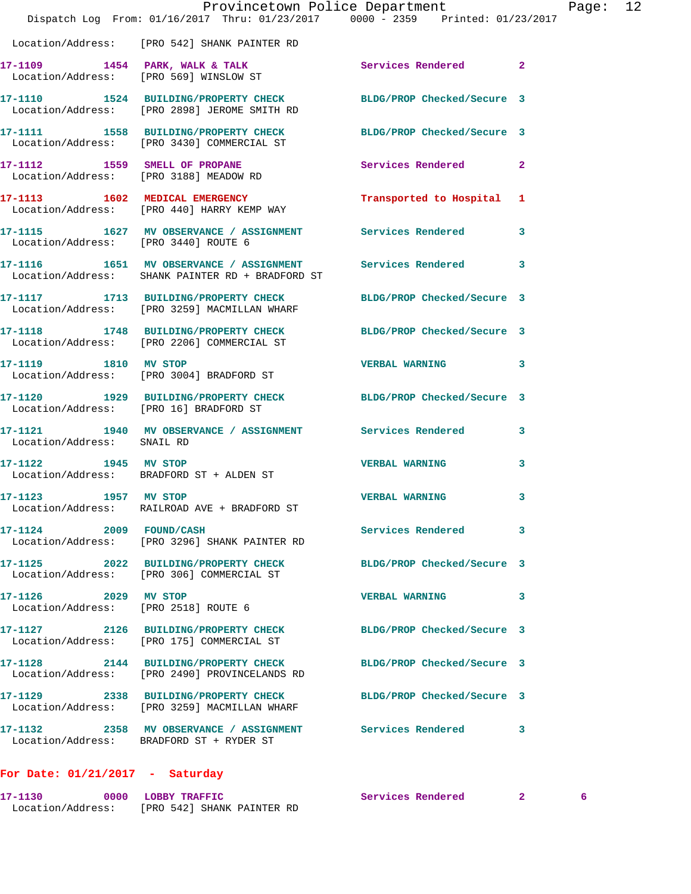Location/Address: [PRO 542] SHANK PAINTER RD

| Call # | Time | Call Reason | Action | Priority | |
|---|---|---|---|---|---|
| 17-1109 | 1454 | PARK, WALK & TALK | Services Rendered | 2 | |
| | | Location/Address: [PRO 569] WINSLOW ST | | | |
| 17-1110 | 1524 | BUILDING/PROPERTY CHECK | BLDG/PROP Checked/Secure | 3 | |
| | | Location/Address: [PRO 2898] JEROME SMITH RD | | | |
| 17-1111 | 1558 | BUILDING/PROPERTY CHECK | BLDG/PROP Checked/Secure | 3 | |
| | | Location/Address: [PRO 3430] COMMERCIAL ST | | | |
| 17-1112 | 1559 | SMELL OF PROPANE | Services Rendered | 2 | |
| | | Location/Address: [PRO 3188] MEADOW RD | | | |
| 17-1113 | 1602 | MEDICAL EMERGENCY | Transported to Hospital | 1 | |
| | | Location/Address: [PRO 440] HARRY KEMP WAY | | | |
| 17-1115 | 1627 | MV OBSERVANCE / ASSIGNMENT | Services Rendered | 3 | |
| | | Location/Address: [PRO 3440] ROUTE 6 | | | |
| 17-1116 | 1651 | MV OBSERVANCE / ASSIGNMENT | Services Rendered | 3 | |
| | | Location/Address: SHANK PAINTER RD + BRADFORD ST | | | |
| 17-1117 | 1713 | BUILDING/PROPERTY CHECK | BLDG/PROP Checked/Secure | 3 | |
| | | Location/Address: [PRO 3259] MACMILLAN WHARF | | | |
| 17-1118 | 1748 | BUILDING/PROPERTY CHECK | BLDG/PROP Checked/Secure | 3 | |
| | | Location/Address: [PRO 2206] COMMERCIAL ST | | | |
| 17-1119 | 1810 | MV STOP | VERBAL WARNING | 3 | |
| | | Location/Address: [PRO 3004] BRADFORD ST | | | |
| 17-1120 | 1929 | BUILDING/PROPERTY CHECK | BLDG/PROP Checked/Secure | 3 | |
| | | Location/Address: [PRO 16] BRADFORD ST | | | |
| 17-1121 | 1940 | MV OBSERVANCE / ASSIGNMENT | Services Rendered | 3 | |
| | | Location/Address: SNAIL RD | | | |
| 17-1122 | 1945 | MV STOP | VERBAL WARNING | 3 | |
| | | Location/Address: BRADFORD ST + ALDEN ST | | | |
| 17-1123 | 1957 | MV STOP | VERBAL WARNING | 3 | |
| | | Location/Address: RAILROAD AVE + BRADFORD ST | | | |
| 17-1124 | 2009 | FOUND/CASH | Services Rendered | 3 | |
| | | Location/Address: [PRO 3296] SHANK PAINTER RD | | | |
| 17-1125 | 2022 | BUILDING/PROPERTY CHECK | BLDG/PROP Checked/Secure | 3 | |
| | | Location/Address: [PRO 306] COMMERCIAL ST | | | |
| 17-1126 | 2029 | MV STOP | VERBAL WARNING | 3 | |
| | | Location/Address: [PRO 2518] ROUTE 6 | | | |
| 17-1127 | 2126 | BUILDING/PROPERTY CHECK | BLDG/PROP Checked/Secure | 3 | |
| | | Location/Address: [PRO 175] COMMERCIAL ST | | | |
| 17-1128 | 2144 | BUILDING/PROPERTY CHECK | BLDG/PROP Checked/Secure | 3 | |
| | | Location/Address: [PRO 2490] PROVINCELANDS RD | | | |
| 17-1129 | 2338 | BUILDING/PROPERTY CHECK | BLDG/PROP Checked/Secure | 3 | |
| | | Location/Address: [PRO 3259] MACMILLAN WHARF | | | |
| 17-1132 | 2358 | MV OBSERVANCE / ASSIGNMENT | Services Rendered | 3 | |
| | | Location/Address: BRADFORD ST + RYDER ST | | | |

## For Date: 01/21/2017 - Saturday

| Call # | Time | Call Reason | Action | Priority | |
|---|---|---|---|---|---|
| 17-1130 | 0000 | LOBBY TRAFFIC | Services Rendered | 2 | 6 |
| | | Location/Address: [PRO 542] SHANK PAINTER RD | | | |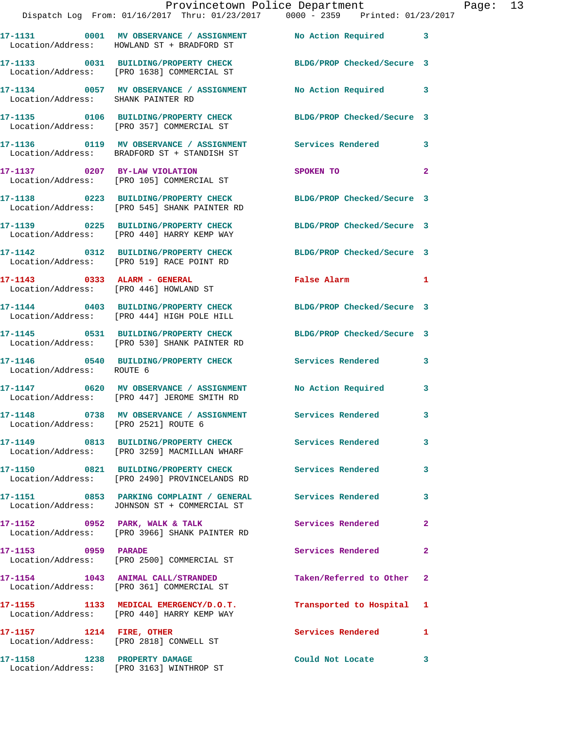17-1131 0001 MV OBSERVANCE / ASSIGNMENT No Action Required 3
Location/Address: HOWLAND ST + BRADFORD ST

17-1133 0031 BUILDING/PROPERTY CHECK BLDG/PROP Checked/Secure 3
Location/Address: [PRO 1638] COMMERCIAL ST

17-1134 0057 MV OBSERVANCE / ASSIGNMENT No Action Required 3
Location/Address: SHANK PAINTER RD

17-1135 0106 BUILDING/PROPERTY CHECK BLDG/PROP Checked/Secure 3
Location/Address: [PRO 357] COMMERCIAL ST

17-1136 0119 MV OBSERVANCE / ASSIGNMENT Services Rendered 3
Location/Address: BRADFORD ST + STANDISH ST

17-1137 0207 BY-LAW VIOLATION SPOKEN TO 2
Location/Address: [PRO 105] COMMERCIAL ST

17-1138 0223 BUILDING/PROPERTY CHECK BLDG/PROP Checked/Secure 3
Location/Address: [PRO 545] SHANK PAINTER RD

17-1139 0225 BUILDING/PROPERTY CHECK BLDG/PROP Checked/Secure 3
Location/Address: [PRO 440] HARRY KEMP WAY

17-1142 0312 BUILDING/PROPERTY CHECK BLDG/PROP Checked/Secure 3
Location/Address: [PRO 519] RACE POINT RD

17-1143 0333 ALARM - GENERAL False Alarm 1
Location/Address: [PRO 446] HOWLAND ST

17-1144 0403 BUILDING/PROPERTY CHECK BLDG/PROP Checked/Secure 3
Location/Address: [PRO 444] HIGH POLE HILL

17-1145 0531 BUILDING/PROPERTY CHECK BLDG/PROP Checked/Secure 3
Location/Address: [PRO 530] SHANK PAINTER RD

17-1146 0540 BUILDING/PROPERTY CHECK Services Rendered 3
Location/Address: ROUTE 6

17-1147 0620 MV OBSERVANCE / ASSIGNMENT No Action Required 3
Location/Address: [PRO 447] JEROME SMITH RD

17-1148 0738 MV OBSERVANCE / ASSIGNMENT Services Rendered 3
Location/Address: [PRO 2521] ROUTE 6

17-1149 0813 BUILDING/PROPERTY CHECK Services Rendered 3
Location/Address: [PRO 3259] MACMILLAN WHARF

17-1150 0821 BUILDING/PROPERTY CHECK Services Rendered 3
Location/Address: [PRO 2490] PROVINCELANDS RD

17-1151 0853 PARKING COMPLAINT / GENERAL Services Rendered 3
Location/Address: JOHNSON ST + COMMERCIAL ST

17-1152 0952 PARK, WALK & TALK Services Rendered 2
Location/Address: [PRO 3966] SHANK PAINTER RD

17-1153 0959 PARADE Services Rendered 2
Location/Address: [PRO 2500] COMMERCIAL ST

17-1154 1043 ANIMAL CALL/STRANDED Taken/Referred to Other 2
Location/Address: [PRO 361] COMMERCIAL ST

17-1155 1133 MEDICAL EMERGENCY/D.O.T. Transported to Hospital 1
Location/Address: [PRO 440] HARRY KEMP WAY

17-1157 1214 FIRE, OTHER Services Rendered 1
Location/Address: [PRO 2818] CONWELL ST

17-1158 1238 PROPERTY DAMAGE Could Not Locate 3
Location/Address: [PRO 3163] WINTHROP ST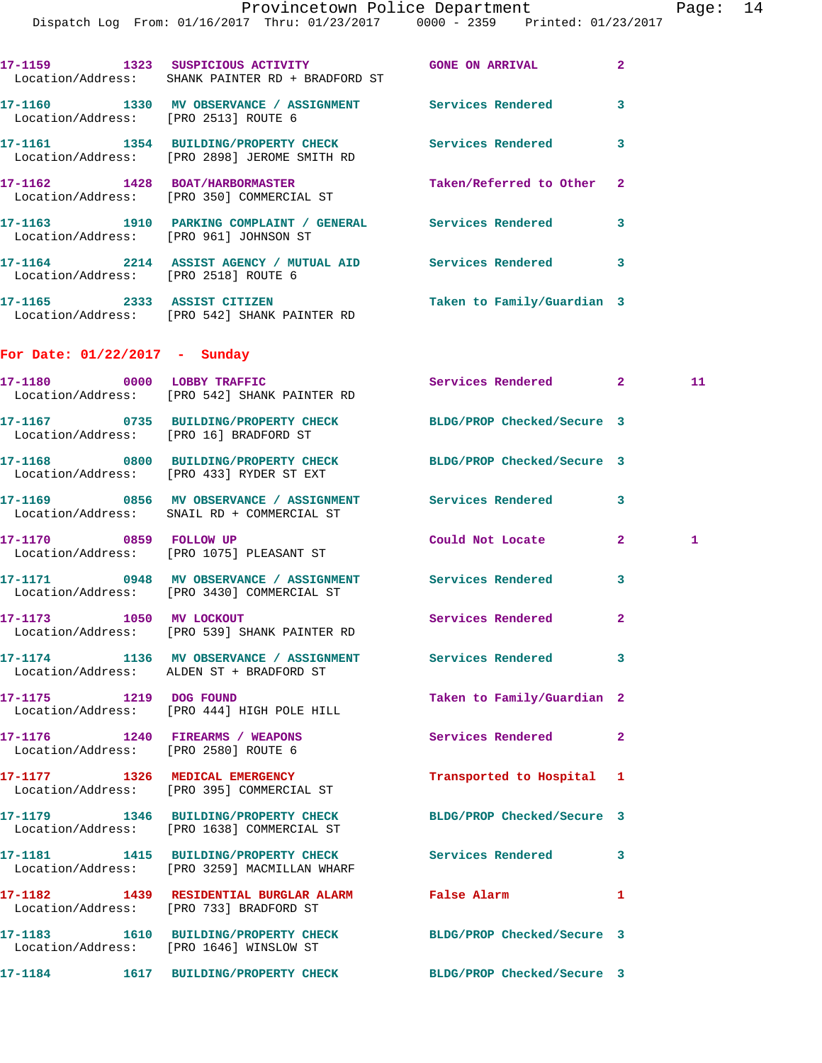17-1159 1323 SUSPICIOUS ACTIVITY GONE ON ARRIVAL 2
Location/Address: SHANK PAINTER RD + BRADFORD ST

17-1160 1330 MV OBSERVANCE / ASSIGNMENT Services Rendered 3
Location/Address: [PRO 2513] ROUTE 6

17-1161 1354 BUILDING/PROPERTY CHECK Services Rendered 3
Location/Address: [PRO 2898] JEROME SMITH RD

17-1162 1428 BOAT/HARBORMASTER Taken/Referred to Other 2
Location/Address: [PRO 350] COMMERCIAL ST

17-1163 1910 PARKING COMPLAINT / GENERAL Services Rendered 3
Location/Address: [PRO 961] JOHNSON ST

17-1164 2214 ASSIST AGENCY / MUTUAL AID Services Rendered 3
Location/Address: [PRO 2518] ROUTE 6

17-1165 2333 ASSIST CITIZEN Taken to Family/Guardian 3
Location/Address: [PRO 542] SHANK PAINTER RD

## For Date: 01/22/2017 - Sunday

17-1180 0000 LOBBY TRAFFIC Services Rendered 2 11
Location/Address: [PRO 542] SHANK PAINTER RD

17-1167 0735 BUILDING/PROPERTY CHECK BLDG/PROP Checked/Secure 3
Location/Address: [PRO 16] BRADFORD ST

17-1168 0800 BUILDING/PROPERTY CHECK BLDG/PROP Checked/Secure 3
Location/Address: [PRO 433] RYDER ST EXT

17-1169 0856 MV OBSERVANCE / ASSIGNMENT Services Rendered 3
Location/Address: SNAIL RD + COMMERCIAL ST

17-1170 0859 FOLLOW UP Could Not Locate 2 1
Location/Address: [PRO 1075] PLEASANT ST

17-1171 0948 MV OBSERVANCE / ASSIGNMENT Services Rendered 3
Location/Address: [PRO 3430] COMMERCIAL ST

17-1173 1050 MV LOCKOUT Services Rendered 2
Location/Address: [PRO 539] SHANK PAINTER RD

17-1174 1136 MV OBSERVANCE / ASSIGNMENT Services Rendered 3
Location/Address: ALDEN ST + BRADFORD ST

17-1175 1219 DOG FOUND Taken to Family/Guardian 2
Location/Address: [PRO 444] HIGH POLE HILL

17-1176 1240 FIREARMS / WEAPONS Services Rendered 2
Location/Address: [PRO 2580] ROUTE 6

17-1177 1326 MEDICAL EMERGENCY Transported to Hospital 1
Location/Address: [PRO 395] COMMERCIAL ST

17-1179 1346 BUILDING/PROPERTY CHECK BLDG/PROP Checked/Secure 3
Location/Address: [PRO 1638] COMMERCIAL ST

17-1181 1415 BUILDING/PROPERTY CHECK Services Rendered 3
Location/Address: [PRO 3259] MACMILLAN WHARF

17-1182 1439 RESIDENTIAL BURGLAR ALARM False Alarm 1
Location/Address: [PRO 733] BRADFORD ST

17-1183 1610 BUILDING/PROPERTY CHECK BLDG/PROP Checked/Secure 3
Location/Address: [PRO 1646] WINSLOW ST

17-1184 1617 BUILDING/PROPERTY CHECK BLDG/PROP Checked/Secure 3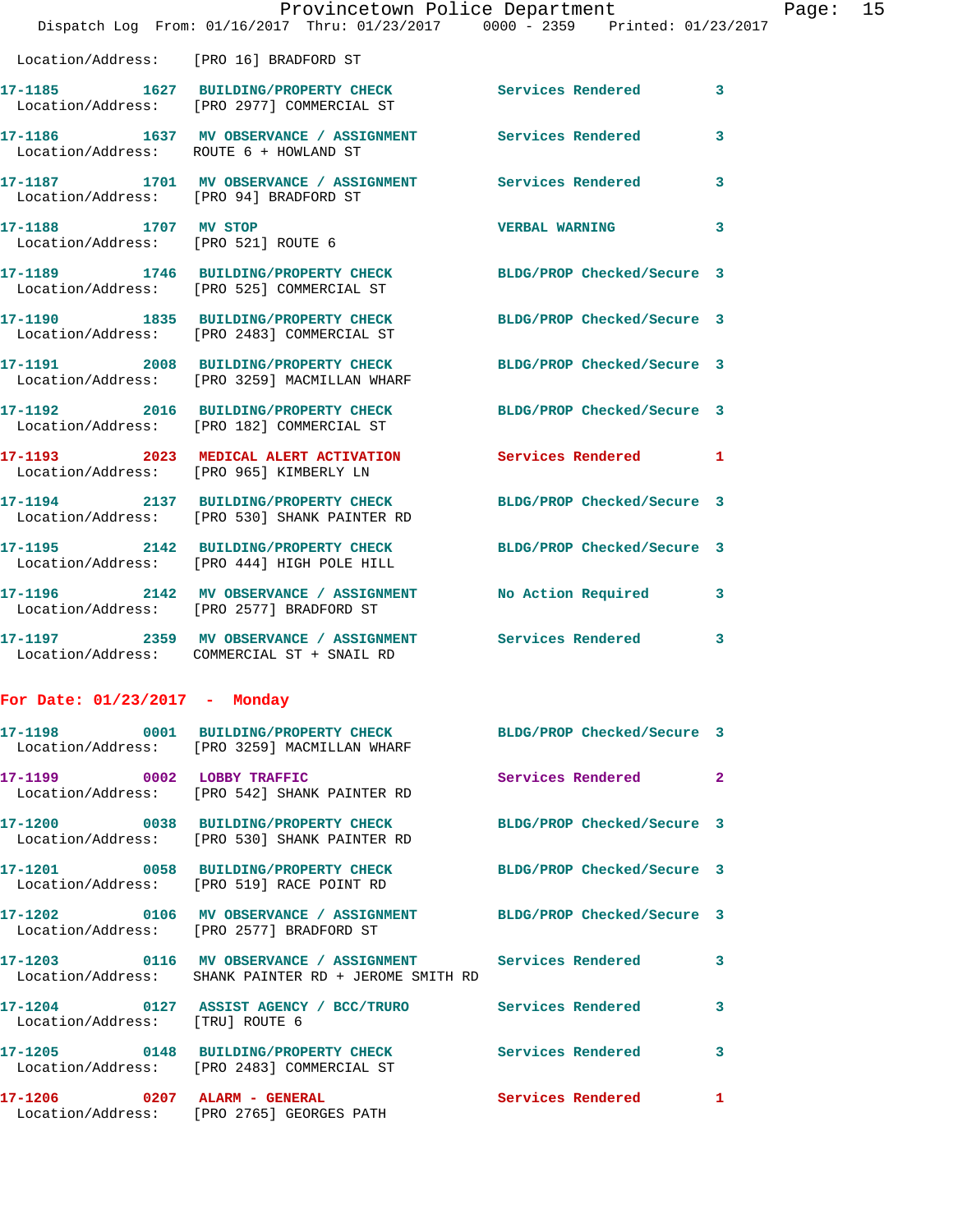Location/Address: [PRO 16] BRADFORD ST

17-1185 1627 BUILDING/PROPERTY CHECK Services Rendered 3
Location/Address: [PRO 2977] COMMERCIAL ST

17-1186 1637 MV OBSERVANCE / ASSIGNMENT Services Rendered 3
Location/Address: ROUTE 6 + HOWLAND ST

17-1187 1701 MV OBSERVANCE / ASSIGNMENT Services Rendered 3
Location/Address: [PRO 94] BRADFORD ST

17-1188 1707 MV STOP VERBAL WARNING 3
Location/Address: [PRO 521] ROUTE 6

17-1189 1746 BUILDING/PROPERTY CHECK BLDG/PROP Checked/Secure 3
Location/Address: [PRO 525] COMMERCIAL ST

17-1190 1835 BUILDING/PROPERTY CHECK BLDG/PROP Checked/Secure 3
Location/Address: [PRO 2483] COMMERCIAL ST

17-1191 2008 BUILDING/PROPERTY CHECK BLDG/PROP Checked/Secure 3
Location/Address: [PRO 3259] MACMILLAN WHARF

17-1192 2016 BUILDING/PROPERTY CHECK BLDG/PROP Checked/Secure 3
Location/Address: [PRO 182] COMMERCIAL ST

17-1193 2023 MEDICAL ALERT ACTIVATION Services Rendered 1
Location/Address: [PRO 965] KIMBERLY LN

17-1194 2137 BUILDING/PROPERTY CHECK BLDG/PROP Checked/Secure 3
Location/Address: [PRO 530] SHANK PAINTER RD

17-1195 2142 BUILDING/PROPERTY CHECK BLDG/PROP Checked/Secure 3
Location/Address: [PRO 444] HIGH POLE HILL

17-1196 2142 MV OBSERVANCE / ASSIGNMENT No Action Required 3
Location/Address: [PRO 2577] BRADFORD ST

17-1197 2359 MV OBSERVANCE / ASSIGNMENT Services Rendered 3
Location/Address: COMMERCIAL ST + SNAIL RD

## For Date: 01/23/2017 - Monday

17-1198 0001 BUILDING/PROPERTY CHECK BLDG/PROP Checked/Secure 3
Location/Address: [PRO 3259] MACMILLAN WHARF

17-1199 0002 LOBBY TRAFFIC Services Rendered 2
Location/Address: [PRO 542] SHANK PAINTER RD

17-1200 0038 BUILDING/PROPERTY CHECK BLDG/PROP Checked/Secure 3
Location/Address: [PRO 530] SHANK PAINTER RD

17-1201 0058 BUILDING/PROPERTY CHECK BLDG/PROP Checked/Secure 3
Location/Address: [PRO 519] RACE POINT RD

17-1202 0106 MV OBSERVANCE / ASSIGNMENT BLDG/PROP Checked/Secure 3
Location/Address: [PRO 2577] BRADFORD ST

17-1203 0116 MV OBSERVANCE / ASSIGNMENT Services Rendered 3
Location/Address: SHANK PAINTER RD + JEROME SMITH RD

17-1204 0127 ASSIST AGENCY / BCC/TRURO Services Rendered 3
Location/Address: [TRU] ROUTE 6

17-1205 0148 BUILDING/PROPERTY CHECK Services Rendered 3
Location/Address: [PRO 2483] COMMERCIAL ST

17-1206 0207 ALARM - GENERAL Services Rendered 1
Location/Address: [PRO 2765] GEORGES PATH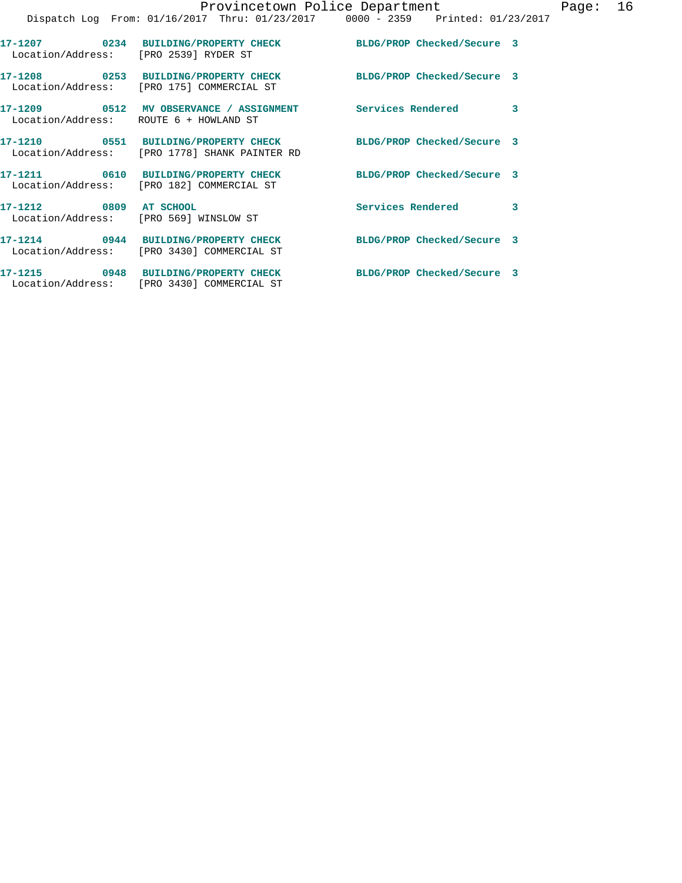**17-1207** 0234 **BUILDING/PROPERTY CHECK** BLDG/PROP Checked/Secure 3
Location/Address: [PRO 2539] RYDER ST

**17-1208** 0253 **BUILDING/PROPERTY CHECK** BLDG/PROP Checked/Secure 3
Location/Address: [PRO 175] COMMERCIAL ST

**17-1209** 0512 **MV OBSERVANCE / ASSIGNMENT** Services Rendered 3
Location/Address: ROUTE 6 + HOWLAND ST

**17-1210** 0551 **BUILDING/PROPERTY CHECK** BLDG/PROP Checked/Secure 3
Location/Address: [PRO 1778] SHANK PAINTER RD

**17-1211** 0610 **BUILDING/PROPERTY CHECK** BLDG/PROP Checked/Secure 3
Location/Address: [PRO 182] COMMERCIAL ST

**17-1212** 0809 **AT SCHOOL** Services Rendered 3
Location/Address: [PRO 569] WINSLOW ST

**17-1214** 0944 **BUILDING/PROPERTY CHECK** BLDG/PROP Checked/Secure 3
Location/Address: [PRO 3430] COMMERCIAL ST

**17-1215** 0948 **BUILDING/PROPERTY CHECK** BLDG/PROP Checked/Secure 3
Location/Address: [PRO 3430] COMMERCIAL ST